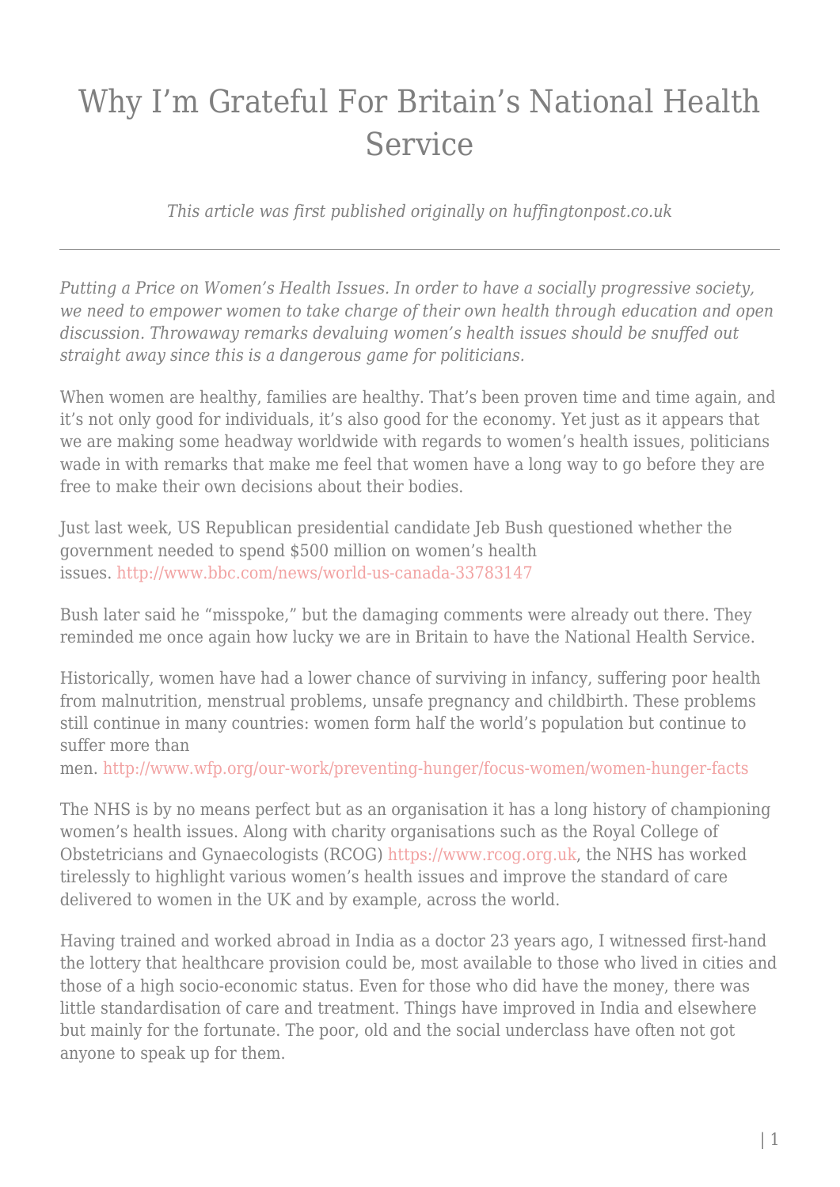# Why I'm Grateful For Britain's National Health Service

*This article was first published originally on huffingtonpost.co.uk*

---

*Putting a Price on Women's Health Issues. In order to have a socially progressive society, we need to empower women to take charge of their own health through education and open discussion. Throwaway remarks devaluing women's health issues should be snuffed out straight away since this is a dangerous game for politicians.*

When women are healthy, families are healthy. That's been proven time and time again, and it's not only good for individuals, it's also good for the economy. Yet just as it appears that we are making some headway worldwide with regards to women's health issues, politicians wade in with remarks that make me feel that women have a long way to go before they are free to make their own decisions about their bodies.

Just last week, US Republican presidential candidate Jeb Bush questioned whether the government needed to spend $500 million on women's health issues. http://www.bbc.com/news/world-us-canada-33783147

Bush later said he "misspoke," but the damaging comments were already out there. They reminded me once again how lucky we are in Britain to have the National Health Service.

Historically, women have had a lower chance of surviving in infancy, suffering poor health from malnutrition, menstrual problems, unsafe pregnancy and childbirth. These problems still continue in many countries: women form half the world's population but continue to suffer more than men. http://www.wfp.org/our-work/preventing-hunger/focus-women/women-hunger-facts

The NHS is by no means perfect but as an organisation it has a long history of championing women's health issues. Along with charity organisations such as the Royal College of Obstetricians and Gynaecologists (RCOG) https://www.rcog.org.uk, the NHS has worked tirelessly to highlight various women's health issues and improve the standard of care delivered to women in the UK and by example, across the world.

Having trained and worked abroad in India as a doctor 23 years ago, I witnessed first-hand the lottery that healthcare provision could be, most available to those who lived in cities and those of a high socio-economic status. Even for those who did have the money, there was little standardisation of care and treatment. Things have improved in India and elsewhere but mainly for the fortunate. The poor, old and the social underclass have often not got anyone to speak up for them.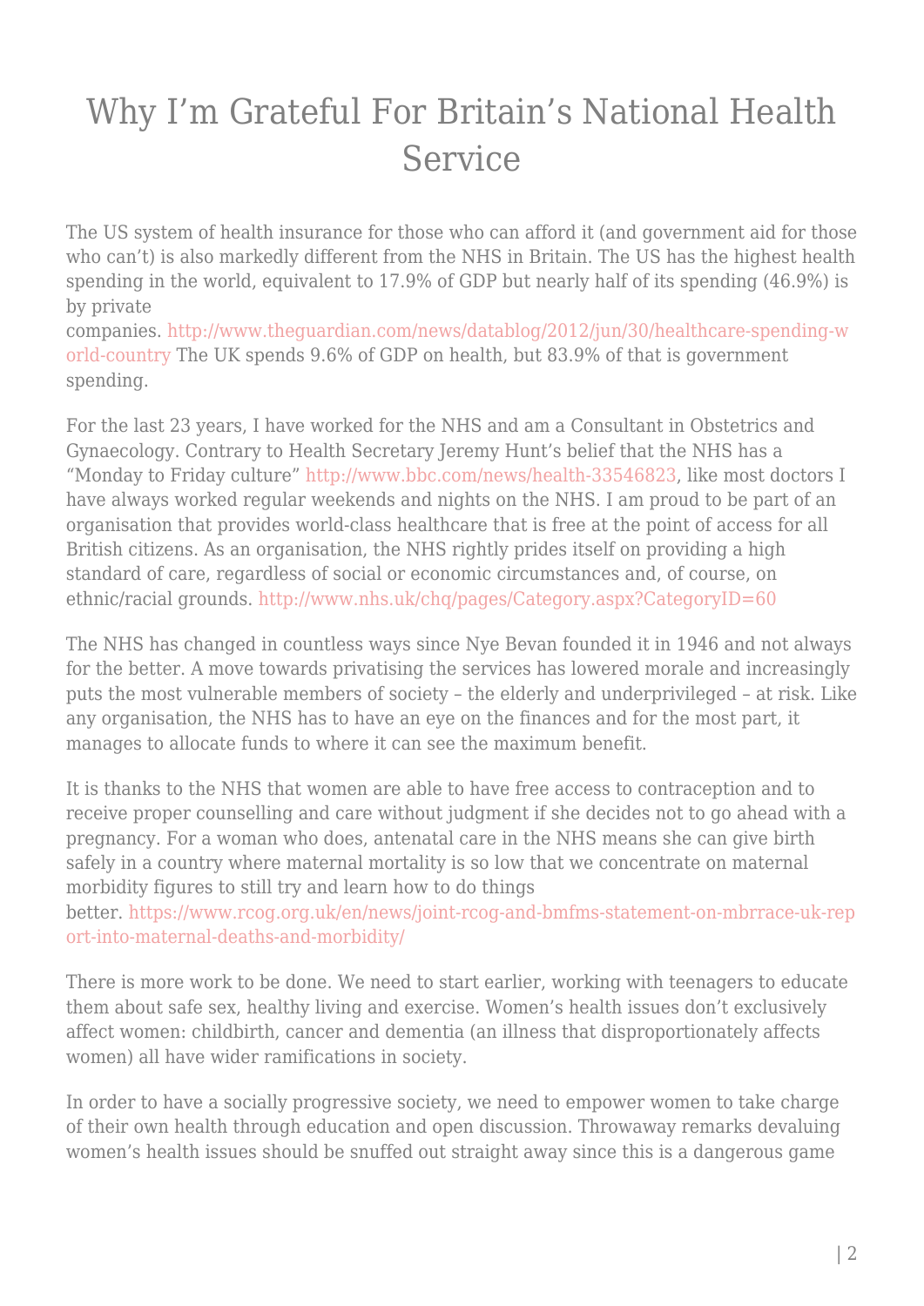# Why I'm Grateful For Britain's National Health Service

The US system of health insurance for those who can afford it (and government aid for those who can't) is also markedly different from the NHS in Britain. The US has the highest health spending in the world, equivalent to 17.9% of GDP but nearly half of its spending (46.9%) is by private companies. http://www.theguardian.com/news/datablog/2012/jun/30/healthcare-spending-world-country The UK spends 9.6% of GDP on health, but 83.9% of that is government spending.

For the last 23 years, I have worked for the NHS and am a Consultant in Obstetrics and Gynaecology. Contrary to Health Secretary Jeremy Hunt's belief that the NHS has a "Monday to Friday culture" http://www.bbc.com/news/health-33546823, like most doctors I have always worked regular weekends and nights on the NHS. I am proud to be part of an organisation that provides world-class healthcare that is free at the point of access for all British citizens. As an organisation, the NHS rightly prides itself on providing a high standard of care, regardless of social or economic circumstances and, of course, on ethnic/racial grounds. http://www.nhs.uk/chq/pages/Category.aspx?CategoryID=60

The NHS has changed in countless ways since Nye Bevan founded it in 1946 and not always for the better. A move towards privatising the services has lowered morale and increasingly puts the most vulnerable members of society – the elderly and underprivileged – at risk. Like any organisation, the NHS has to have an eye on the finances and for the most part, it manages to allocate funds to where it can see the maximum benefit.

It is thanks to the NHS that women are able to have free access to contraception and to receive proper counselling and care without judgment if she decides not to go ahead with a pregnancy. For a woman who does, antenatal care in the NHS means she can give birth safely in a country where maternal mortality is so low that we concentrate on maternal morbidity figures to still try and learn how to do things better. https://www.rcog.org.uk/en/news/joint-rcog-and-bmfms-statement-on-mbrrace-uk-report-into-maternal-deaths-and-morbidity/

There is more work to be done. We need to start earlier, working with teenagers to educate them about safe sex, healthy living and exercise. Women's health issues don't exclusively affect women: childbirth, cancer and dementia (an illness that disproportionately affects women) all have wider ramifications in society.

In order to have a socially progressive society, we need to empower women to take charge of their own health through education and open discussion. Throwaway remarks devaluing women's health issues should be snuffed out straight away since this is a dangerous game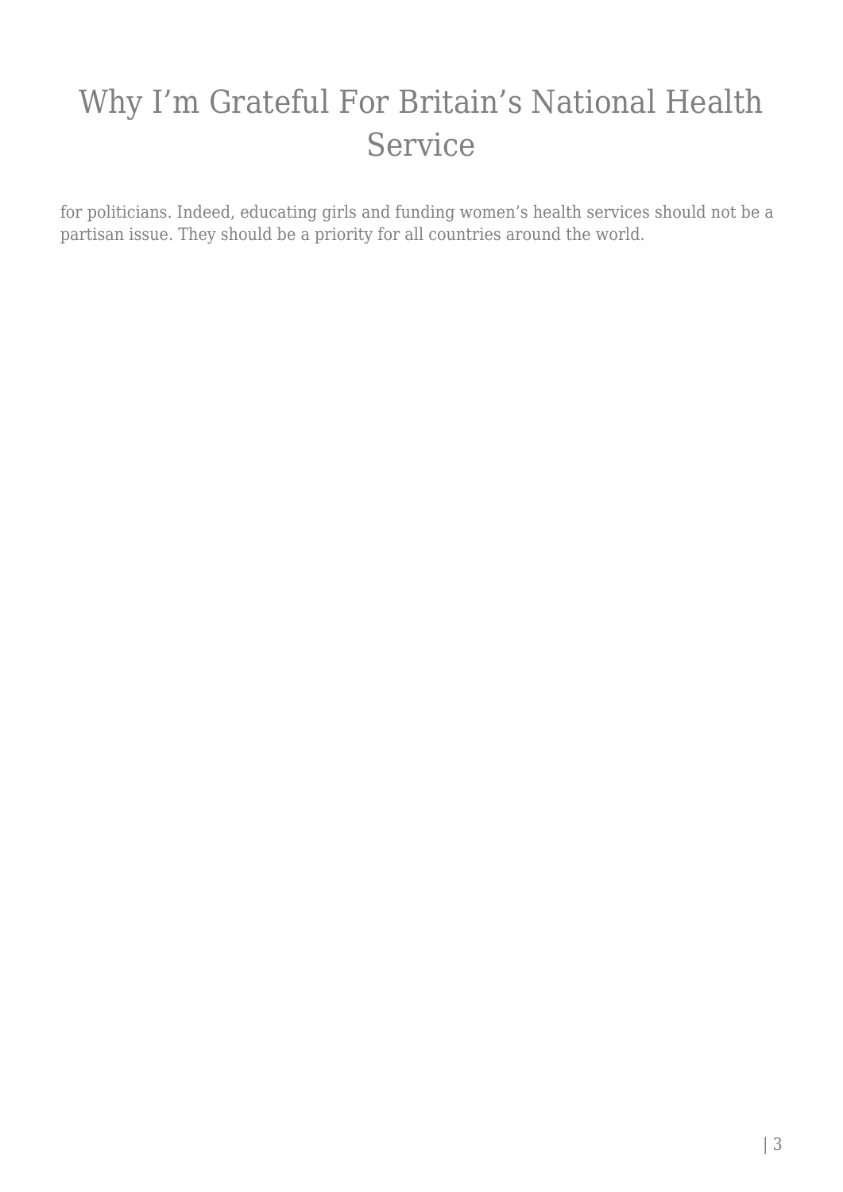for politicians. Indeed, educating girls and funding women’s health services should not be a partisan issue. They should be a priority for all countries around the world.